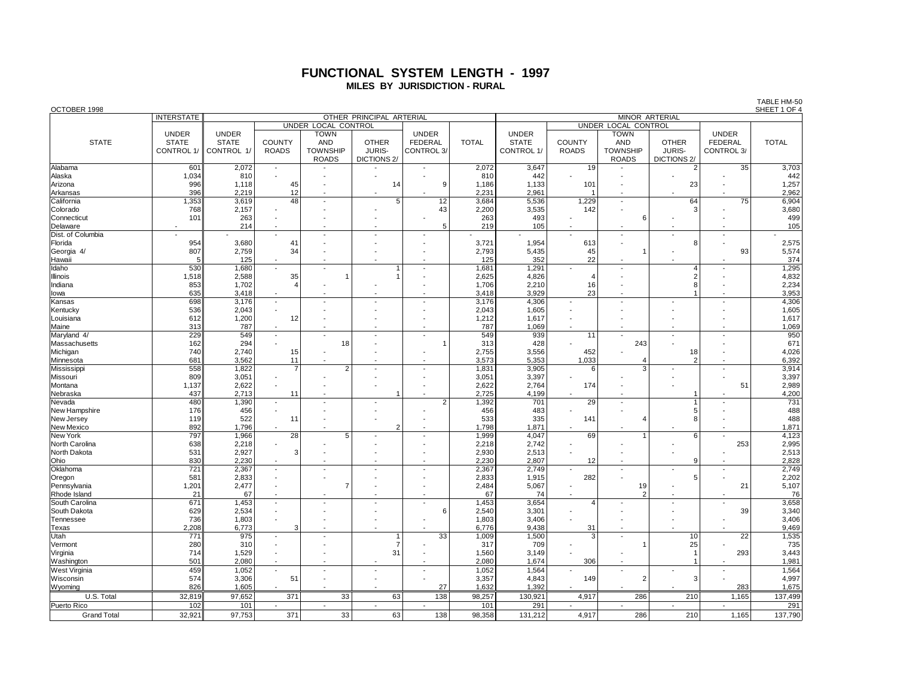# FUNCTIONAL SYSTEM LENGTH - 1997

## MILES BY JURISDICTION - RURAL

OCTOBER 1998

TABLE HM-50
SHEET 1 OF 4

| STATE | INTERSTATE | OTHER PRINCIPAL ARTERIAL | | | | | | MINOR ARTERIAL | | | | | |
|---|---|---|---|---|---|---|---|---|---|---|---|---|---|
| | | | UNDER LOCAL CONTROL | | | | | | UNDER LOCAL CONTROL | | | | |
| | UNDER STATE CONTROL 1/ | UNDER STATE CONTROL 1/ | COUNTY ROADS | TOWN AND TOWNSHIP ROADS | OTHER JURIS-DICTIONS 2/ | UNDER FEDERAL CONTROL 3/ | TOTAL | UNDER STATE CONTROL 1/ | COUNTY ROADS | TOWN AND TOWNSHIP ROADS | OTHER JURIS-DICTIONS 2/ | UNDER FEDERAL CONTROL 3/ | TOTAL |
| Alabama | 601 | 2,072 | - | - | - | - | 2,072 | 3,647 | 19 | - | 2 | 35 | 3,703 |
| Alaska | 1,034 | 810 | - | - | - | - | 810 | 442 | - | - | - | - | 442 |
| Arizona | 996 | 1,118 | 45 | - | 14 | 9 | 1,186 | 1,133 | 101 | - | 23 | - | 1,257 |
| Arkansas | 396 | 2,219 | 12 | - | - | - | 2,231 | 2,961 | 1 | - | - | - | 2,962 |
| California | 1,353 | 3,619 | 48 | - | 5 | 12 | 3,684 | 5,536 | 1,229 | - | 64 | 75 | 6,904 |
| Colorado | 768 | 2,157 | - | - | - | 43 | 2,200 | 3,535 | 142 | - | 3 | - | 3,680 |
| Connecticut | 101 | 263 | - | - | - | - | 263 | 493 | - | 6 | - | - | 499 |
| Delaware | - | 214 | - | - | - | 5 | 219 | 105 | - | - | - | - | 105 |
| Dist. of Columbia | - | - | - | - | - | - | - | - | - | - | - | - | - |
| Florida | 954 | 3,680 | 41 | - | - | - | 3,721 | 1,954 | 613 | - | 8 | - | 2,575 |
| Georgia 4/ | 807 | 2,759 | 34 | - | - | - | 2,793 | 5,435 | 45 | 1 | - | 93 | 5,574 |
| Hawaii | 5 | 125 | - | - | - | - | 125 | 352 | 22 | - | - | - | 374 |
| Idaho | 530 | 1,680 | - | - | 1 | - | 1,681 | 1,291 | - | - | 4 | - | 1,295 |
| Illinois | 1,518 | 2,588 | 35 | 1 | 1 | - | 2,625 | 4,826 | 4 | - | 2 | - | 4,832 |
| Indiana | 853 | 1,702 | 4 | - | - | - | 1,706 | 2,210 | 16 | - | 8 | - | 2,234 |
| Iowa | 635 | 3,418 | - | - | - | - | 3,418 | 3,929 | 23 | - | 1 | - | 3,953 |
| Kansas | 698 | 3,176 | - | - | - | - | 3,176 | 4,306 | - | - | - | - | 4,306 |
| Kentucky | 536 | 2,043 | - | - | - | - | 2,043 | 1,605 | - | - | - | - | 1,605 |
| Louisiana | 612 | 1,200 | 12 | - | - | - | 1,212 | 1,617 | - | - | - | - | 1,617 |
| Maine | 313 | 787 | - | - | - | - | 787 | 1,069 | - | - | - | - | 1,069 |
| Maryland 4/ | 229 | 549 | - | - | - | - | 549 | 939 | 11 | - | - | - | 950 |
| Massachusetts | 162 | 294 | - | 18 | - | 1 | 313 | 428 | - | 243 | - | - | 671 |
| Michigan | 740 | 2,740 | 15 | - | - | - | 2,755 | 3,556 | 452 | - | 18 | - | 4,026 |
| Minnesota | 681 | 3,562 | 11 | - | - | - | 3,573 | 5,353 | 1,033 | 4 | 2 | - | 6,392 |
| Mississippi | 558 | 1,822 | 7 | 2 | - | - | 1,831 | 3,905 | 6 | 3 | - | - | 3,914 |
| Missouri | 809 | 3,051 | - | - | - | - | 3,051 | 3,397 | - | - | - | - | 3,397 |
| Montana | 1,137 | 2,622 | - | - | - | - | 2,622 | 2,764 | 174 | - | - | 51 | 2,989 |
| Nebraska | 437 | 2,713 | 11 | - | 1 | - | 2,725 | 4,199 | - | - | 1 | - | 4,200 |
| Nevada | 480 | 1,390 | - | - | - | 2 | 1,392 | 701 | 29 | - | 1 | - | 731 |
| New Hampshire | 176 | 456 | - | - | - | - | 456 | 483 | - | - | 5 | - | 488 |
| New Jersey | 119 | 522 | 11 | - | - | - | 533 | 335 | 141 | 4 | 8 | - | 488 |
| New Mexico | 892 | 1,796 | - | - | 2 | - | 1,798 | 1,871 | - | - | - | - | 1,871 |
| New York | 797 | 1,966 | 28 | 5 | - | - | 1,999 | 4,047 | 69 | 1 | 6 | - | 4,123 |
| North Carolina | 638 | 2,218 | - | - | - | - | 2,218 | 2,742 | - | - | - | 253 | 2,995 |
| North Dakota | 531 | 2,927 | 3 | - | - | - | 2,930 | 2,513 | - | - | - | - | 2,513 |
| Ohio | 830 | 2,230 | - | - | - | - | 2,230 | 2,807 | 12 | - | 9 | - | 2,828 |
| Oklahoma | 721 | 2,367 | - | - | - | - | 2,367 | 2,749 | - | - | - | - | 2,749 |
| Oregon | 581 | 2,833 | - | - | - | - | 2,833 | 1,915 | 282 | - | 5 | - | 2,202 |
| Pennsylvania | 1,201 | 2,477 | - | 7 | - | - | 2,484 | 5,067 | - | 19 | - | 21 | 5,107 |
| Rhode Island | 21 | 67 | - | - | - | - | 67 | 74 | - | 2 | - | - | 76 |
| South Carolina | 671 | 1,453 | - | - | - | - | 1,453 | 3,654 | 4 | - | - | - | 3,658 |
| South Dakota | 629 | 2,534 | - | - | - | 6 | 2,540 | 3,301 | - | - | - | 39 | 3,340 |
| Tennessee | 736 | 1,803 | - | - | - | - | 1,803 | 3,406 | - | - | - | - | 3,406 |
| Texas | 2,208 | 6,773 | 3 | - | - | - | 6,776 | 9,438 | 31 | - | - | - | 9,469 |
| Utah | 771 | 975 | - | - | 1 | 33 | 1,009 | 1,500 | 3 | - | 10 | 22 | 1,535 |
| Vermont | 280 | 310 | - | - | 7 | - | 317 | 709 | - | 1 | 25 | - | 735 |
| Virginia | 714 | 1,529 | - | - | 31 | - | 1,560 | 3,149 | - | - | 1 | 293 | 3,443 |
| Washington | 501 | 2,080 | - | - | - | - | 2,080 | 1,674 | 306 | - | 1 | - | 1,981 |
| West Virginia | 459 | 1,052 | - | - | - | - | 1,052 | 1,564 | - | - | - | - | 1,564 |
| Wisconsin | 574 | 3,306 | 51 | - | - | - | 3,357 | 4,843 | 149 | 2 | 3 | - | 4,997 |
| Wyoming | 826 | 1,605 | - | - | - | 27 | 1,632 | 1,392 | - | - | - | 283 | 1,675 |
| U.S. Total | 32,819 | 97,652 | 371 | 33 | 63 | 138 | 98,257 | 130,921 | 4,917 | 286 | 210 | 1,165 | 137,499 |
| Puerto Rico | 102 | 101 | - | - | - | - | 101 | 291 | - | - | - | - | 291 |
| Grand Total | 32,921 | 97,753 | 371 | 33 | 63 | 138 | 98,358 | 131,212 | 4,917 | 286 | 210 | 1,165 | 137,790 |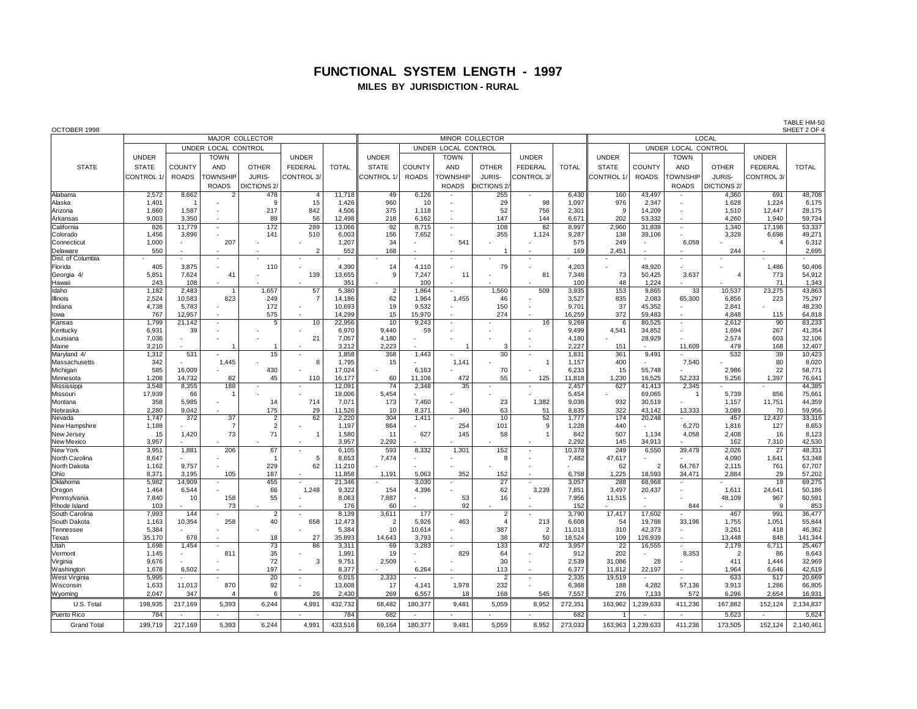# FUNCTIONAL SYSTEM LENGTH - 1997

## MILES BY JURISDICTION - RURAL

OCTOBER 1998

TABLE HM-50
SHEET 2 OF 4

| STATE | MAJOR COLLECTOR | | | | | | MINOR COLLECTOR | | | | | | LOCAL | | | | | |
|---|---|---|---|---|---|---|---|---|---|---|---|---|---|---|---|---|---|---|
| | UNDER STATE CONTROL 1/ | UNDER LOCAL CONTROL | | | UNDER FEDERAL CONTROL 3/ | TOTAL | UNDER STATE CONTROL 1/ | UNDER LOCAL CONTROL | | | UNDER FEDERAL CONTROL 3/ | TOTAL | UNDER STATE CONTROL 1/ | UNDER LOCAL CONTROL | | | UNDER FEDERAL CONTROL 3/ | TOTAL |
| | | COUNTY ROADS | TOWN AND TOWNSHIP ROADS | OTHER JURIS-DICTIONS 2/ | | | | COUNTY ROADS | TOWN AND TOWNSHIP ROADS | OTHER JURIS-DICTIONS 2/ | | | | COUNTY ROADS | TOWN AND TOWNSHIP ROADS | OTHER JURIS-DICTIONS 2/ | | |
| Alabama | 2,572 | 8,662 | 2 | 478 | 4 | 11,718 | 49 | 6,126 | - | 255 | - | 6,430 | 160 | 43,497 | - | 4,360 | 691 | 48,708 |
| Alaska | 1,401 | 1 | - | 9 | 15 | 1,426 | 960 | 10 | - | 29 | 98 | 1,097 | 976 | 2,347 | - | 1,628 | 1,224 | 6,175 |
| Arizona | 1,860 | 1,587 | - | 217 | 842 | 4,506 | 375 | 1,118 | - | 52 | 756 | 2,301 | 9 | 14,209 | - | 1,510 | 12,447 | 28,175 |
| Arkansas | 9,003 | 3,350 | - | 89 | 56 | 12,498 | 218 | 6,162 | - | 147 | 144 | 6,671 | 202 | 53,332 | - | 4,260 | 1,940 | 59,734 |
| California | 826 | 11,779 | - | 172 | 289 | 13,066 | 92 | 8,715 | - | 108 | 82 | 8,997 | 2,960 | 31,839 | - | 1,340 | 17,198 | 53,337 |
| Colorado | 1,456 | 3,896 | - | 141 | 510 | 6,003 | 156 | 7,652 | - | 355 | 1,124 | 9,287 | 138 | 39,106 | - | 3,329 | 6,698 | 49,271 |
| Connecticut | 1,000 | - | 207 | - | - | 1,207 | 34 | - | 541 | - | - | 575 | 249 | - | 6,059 | - | 4 | 6,312 |
| Delaware | 550 | - | - | - | 2 | 552 | 168 | - | - | 1 | - | 169 | 2,451 | - | - | 244 | - | 2,695 |
| Dist. of Columbia | - | - | - | - | - | - | - | - | - | - | - | - | - | - | - | - | - | - |
| Florida | 405 | 3,875 | - | 110 | - | 4,390 | 14 | 4,110 | - | 79 | - | 4,203 | - | 48,920 | - | - | 1,486 | 50,406 |
| Georgia 4/ | 5,851 | 7,624 | 41 | - | 139 | 13,655 | 9 | 7,247 | 11 | - | 81 | 7,348 | 73 | 50,425 | 3,637 | 4 | 773 | 54,912 |
| Hawaii | 243 | 108 | - | - | - | 351 | - | 100 | - | - | - | 100 | 48 | 1,224 | - | - | 71 | 1,343 |
| Idaho | 1,182 | 2,483 | 1 | 1,657 | 57 | 5,380 | 2 | 1,864 | - | 1,560 | 509 | 3,935 | 153 | 9,865 | 33 | 10,537 | 23,275 | 43,863 |
| Illinois | 2,524 | 10,583 | 823 | 249 | 7 | 14,186 | 62 | 1,964 | 1,455 | 46 | - | 3,527 | 835 | 2,083 | 65,300 | 6,856 | 223 | 75,297 |
| Indiana | 4,738 | 5,783 | - | 172 | - | 10,693 | 19 | 9,532 | - | 150 | - | 9,701 | 37 | 45,352 | - | 2,841 | - | 48,230 |
| Iowa | 767 | 12,957 | - | 575 | - | 14,299 | 15 | 15,970 | - | 274 | - | 16,259 | 372 | 59,483 | - | 4,848 | 115 | 64,818 |
| Kansas | 1,799 | 21,142 | - | 5 | 10 | 22,956 | 10 | 9,243 | - | - | 16 | 9,269 | 6 | 80,525 | - | 2,612 | 90 | 83,233 |
| Kentucky | 6,931 | 39 | - | - | - | 6,970 | 9,440 | 59 | - | - | - | 9,499 | 4,541 | 34,852 | - | 1,694 | 267 | 41,354 |
| Louisiana | 7,036 | - | - | - | 21 | 7,057 | 4,180 | - | - | - | - | 4,180 | - | 28,929 | - | 2,574 | 603 | 32,106 |
| Maine | 3,210 | - | 1 | 1 | - | 3,212 | 2,223 | - | 1 | 3 | - | 2,227 | 151 | - | 11,609 | 479 | 168 | 12,407 |
| Maryland 4/ | 1,312 | 531 | - | 15 | - | 1,858 | 358 | 1,443 | - | 30 | - | 1,831 | 361 | 9,491 | - | 532 | 39 | 10,423 |
| Massachusetts | 342 | - | 1,445 | - | 8 | 1,795 | 15 | - | 1,141 | - | 1 | 1,157 | 400 | - | 7,540 | - | 80 | 8,020 |
| Michigan | 585 | 16,009 | - | 430 | - | 17,024 | - | 6,163 | - | 70 | - | 6,233 | 15 | 55,748 | - | 2,986 | 22 | 58,771 |
| Minnesota | 1,208 | 14,732 | 82 | 45 | 110 | 16,177 | 60 | 11,106 | 472 | 55 | 125 | 11,818 | 1,230 | 16,525 | 52,233 | 5,256 | 1,397 | 76,641 |
| Mississippi | 3,548 | 8,355 | 188 | - | - | 12,091 | 74 | 2,348 | 35 | - | - | 2,457 | 627 | 41,413 | 2,345 | - | - | 44,385 |
| Missouri | 17,939 | 66 | 1 | - | - | 18,006 | 5,454 | - | - | - | - | 5,454 | - | 69,065 | 1 | 5,739 | 856 | 75,661 |
| Montana | 358 | 5,985 | - | 14 | 714 | 7,071 | 173 | 7,460 | - | 23 | 1,382 | 9,038 | 932 | 30,519 | - | 1,157 | 11,751 | 44,359 |
| Nebraska | 2,280 | 9,042 | - | 175 | 29 | 11,526 | 10 | 8,371 | 340 | 63 | 51 | 8,835 | 322 | 43,142 | 13,333 | 3,089 | 70 | 59,956 |
| Nevada | 1,747 | 372 | 37 | 2 | 62 | 2,220 | 304 | 1,411 | - | 10 | 52 | 1,777 | 174 | 20,248 | - | 457 | 12,437 | 33,316 |
| New Hampshire | 1,188 | - | 7 | 2 | - | 1,197 | 864 | - | 254 | 101 | 9 | 1,228 | 440 | - | 6,270 | 1,816 | 127 | 8,653 |
| New Jersey | 15 | 1,420 | 73 | 71 | 1 | 1,580 | 11 | 627 | 145 | 58 | 1 | 842 | 507 | 1,134 | 4,058 | 2,408 | 16 | 8,123 |
| New Mexico | 3,957 | - | - | - | - | 3,957 | 2,292 | - | - | - | - | 2,292 | 145 | 34,913 | - | 162 | 7,310 | 42,530 |
| New York | 3,951 | 1,881 | 206 | 67 | - | 6,105 | 593 | 8,332 | 1,301 | 152 | - | 10,378 | 249 | 6,550 | 39,479 | 2,026 | 27 | 48,331 |
| North Carolina | 8,647 | - | - | 1 | 5 | 8,653 | 7,474 | - | - | 8 | - | 7,482 | 47,617 | - | - | 4,090 | 1,641 | 53,348 |
| North Dakota | 1,162 | 9,757 | - | 229 | 62 | 11,210 | - | - | - | - | - | - | 62 | 2 | 64,767 | 2,115 | 761 | 67,707 |
| Ohio | 8,371 | 3,195 | 105 | 187 | - | 11,858 | 1,191 | 5,063 | 352 | 152 | - | 6,758 | 1,225 | 18,593 | 34,471 | 2,884 | 29 | 57,202 |
| Oklahoma | 5,982 | 14,909 | - | 455 | - | 21,346 | - | 3,030 | - | 27 | - | 3,057 | 288 | 68,968 | - | - | 19 | 69,275 |
| Oregon | 1,464 | 6,544 | - | 66 | 1,248 | 9,322 | 154 | 4,396 | - | 62 | 3,239 | 7,851 | 3,497 | 20,437 | - | 1,611 | 24,641 | 50,186 |
| Pennsylvania | 7,840 | 10 | 158 | 55 | - | 8,063 | 7,887 | - | 53 | 16 | - | 7,956 | 11,515 | - | - | 48,109 | 967 | 60,591 |
| Rhode Island | 103 | - | 73 | - | - | 176 | 60 | - | 92 | - | - | 152 | - | - | 844 | - | 9 | 853 |
| South Carolina | 7,993 | 144 | - | 2 | - | 8,139 | 3,611 | 177 | - | 2 | - | 3,790 | 17,417 | 17,602 | - | 467 | 991 | 36,477 |
| South Dakota | 1,163 | 10,354 | 258 | 40 | 658 | 12,473 | 2 | 5,926 | 463 | 4 | 213 | 6,608 | 54 | 19,788 | 33,196 | 1,755 | 1,051 | 55,844 |
| Tennessee | 5,384 | - | - | - | - | 5,384 | 10 | 10,614 | - | 387 | 2 | 11,013 | 310 | 42,373 | - | 3,261 | 418 | 46,362 |
| Texas | 35,170 | 678 | - | 18 | 27 | 35,893 | 14,643 | 3,793 | - | 38 | 50 | 18,524 | 109 | 126,939 | - | 13,448 | 848 | 141,344 |
| Utah | 1,698 | 1,454 | - | 73 | 86 | 3,311 | 69 | 3,283 | - | 133 | 472 | 3,957 | 22 | 16,555 | - | 2,179 | 6,711 | 25,467 |
| Vermont | 1,145 | - | 811 | 35 | - | 1,991 | 19 | - | 829 | 64 | - | 912 | 202 | - | 8,353 | 2 | 86 | 8,643 |
| Virginia | 9,676 | - | - | 72 | 3 | 9,751 | 2,509 | - | - | 30 | - | 2,539 | 31,086 | 28 | - | 411 | 1,444 | 32,969 |
| Washington | 1,678 | 6,502 | - | 197 | - | 8,377 | - | 6,264 | - | 113 | - | 6,377 | 11,812 | 22,197 | - | 1,964 | 6,646 | 42,619 |
| West Virginia | 5,995 | - | - | 20 | - | 6,015 | 2,333 | - | - | 2 | - | 2,335 | 19,519 | - | - | 633 | 517 | 20,669 |
| Wisconsin | 1,633 | 11,013 | 870 | 92 | - | 13,608 | 17 | 4,141 | 1,978 | 232 | - | 6,368 | 188 | 4,282 | 57,136 | 3,913 | 1,286 | 66,805 |
| Wyoming | 2,047 | 347 | 4 | 6 | 26 | 2,430 | 269 | 6,557 | 18 | 168 | 545 | 7,557 | 276 | 7,133 | 572 | 6,296 | 2,654 | 16,931 |
| U.S. Total | 198,935 | 217,169 | 5,393 | 6,244 | 4,991 | 432,732 | 68,482 | 180,377 | 9,481 | 5,059 | 8,952 | 272,351 | 163,962 | 1,239,633 | 411,236 | 167,882 | 152,124 | 2,134,837 |
| Puerto Rico | 784 | - | - | - | - | 784 | 682 | - | - | - | - | 682 | 1 | - | - | 5,623 | - | 5,624 |
| Grand Total | 199,719 | 217,169 | 5,393 | 6,244 | 4,991 | 433,516 | 69,164 | 180,377 | 9,481 | 5,059 | 8,952 | 273,033 | 163,963 | 1,239,633 | 411,236 | 173,505 | 152,124 | 2,140,461 |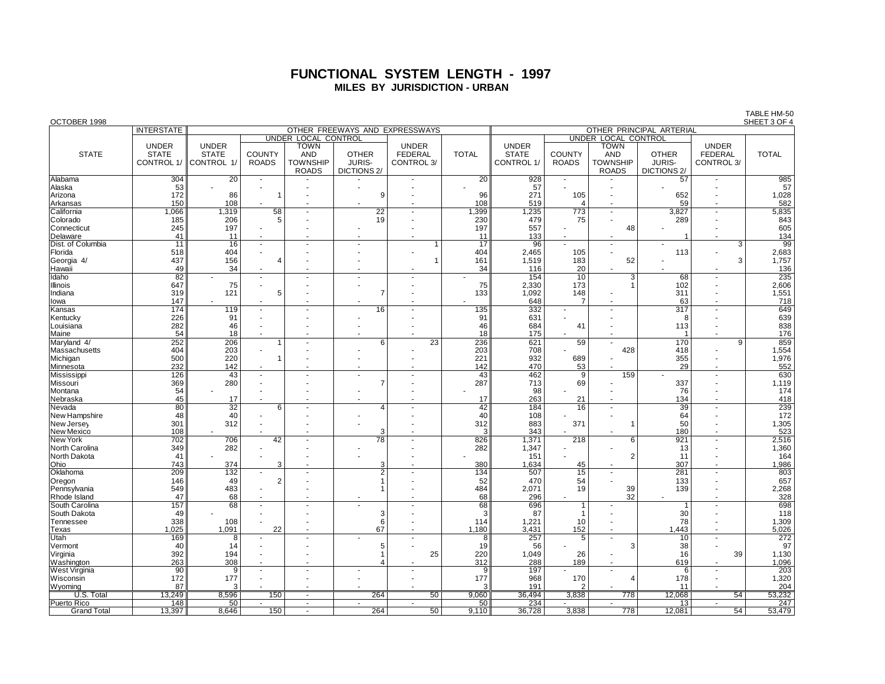# FUNCTIONAL SYSTEM LENGTH - 1997

## MILES BY JURISDICTION - URBAN

OCTOBER 1998

TABLE HM-50
SHEET 3 OF 4

| STATE | INTERSTATE | OTHER FREEWAYS AND EXPRESSWAYS | | | | | | OTHER PRINCIPAL ARTERIAL | | | | | |
|---|---|---|---|---|---|---|---|---|---|---|---|---|---|
| | | | UNDER LOCAL CONTROL | | | | | | UNDER LOCAL CONTROL | | | | |
| | UNDER STATE CONTROL 1/ | UNDER STATE CONTROL 1/ | COUNTY ROADS | TOWN AND TOWNSHIP ROADS | OTHER JURIS-DICTIONS 2/ | UNDER FEDERAL CONTROL 3/ | TOTAL | UNDER STATE CONTROL 1/ | COUNTY ROADS | TOWN AND TOWNSHIP ROADS | OTHER JURIS-DICTIONS 2/ | UNDER FEDERAL CONTROL 3/ | TOTAL |
| Alabama | 304 | 20 | - | - | - | - | 20 | 928 | - | - | 57 | - | 985 |
| Alaska | 53 | - | - | - | - | - | - | 57 | - | - | - | - | 57 |
| Arizona | 172 | 86 | 1 | - | 9 | - | 96 | 271 | 105 | - | 652 | - | 1,028 |
| Arkansas | 150 | 108 | - | - | - | - | 108 | 519 | 4 | - | 59 | - | 582 |
| California | 1,066 | 1,319 | 58 | - | 22 | - | 1,399 | 1,235 | 773 | - | 3,827 | - | 5,835 |
| Colorado | 185 | 206 | 5 | - | 19 | - | 230 | 479 | 75 | - | 289 | - | 843 |
| Connecticut | 245 | 197 | - | - | - | - | 197 | 557 | - | 48 | - | - | 605 |
| Delaware | 41 | 11 | - | - | - | - | 11 | 133 | - | - | 1 | - | 134 |
| Dist. of Columbia | 11 | 16 | - | - | - | 1 | 17 | 96 | - | - | - | 3 | 99 |
| Florida | 518 | 404 | - | - | - | - | 404 | 2,465 | 105 | - | 113 | - | 2,683 |
| Georgia 4/ | 437 | 156 | 4 | - | - | 1 | 161 | 1,519 | 183 | 52 | - | 3 | 1,757 |
| Hawaii | 49 | 34 | - | - | - | - | 34 | 116 | 20 | - | - | - | 136 |
| Idaho | 82 | - | - | - | - | - | - | 154 | 10 | 3 | 68 | - | 235 |
| Illinois | 647 | 75 | - | - | - | - | 75 | 2,330 | 173 | 1 | 102 | - | 2,606 |
| Indiana | 319 | 121 | 5 | - | 7 | - | 133 | 1,092 | 148 | - | 311 | - | 1,551 |
| Iowa | 147 | - | - | - | - | - | - | 648 | 7 | - | 63 | - | 718 |
| Kansas | 174 | 119 | - | - | 16 | - | 135 | 332 | - | - | 317 | - | 649 |
| Kentucky | 226 | 91 | - | - | - | - | 91 | 631 | - | - | 8 | - | 639 |
| Louisiana | 282 | 46 | - | - | - | - | 46 | 684 | 41 | - | 113 | - | 838 |
| Maine | 54 | 18 | - | - | - | - | 18 | 175 | - | - | 1 | - | 176 |
| Maryland 4/ | 252 | 206 | 1 | - | 6 | 23 | 236 | 621 | 59 | - | 170 | 9 | 859 |
| Massachusetts | 404 | 203 | - | - | - | - | 203 | 708 | - | 428 | 418 | - | 1,554 |
| Michigan | 500 | 220 | 1 | - | - | - | 221 | 932 | 689 | - | 355 | - | 1,976 |
| Minnesota | 232 | 142 | - | - | - | - | 142 | 470 | 53 | - | 29 | - | 552 |
| Mississippi | 126 | 43 | - | - | - | - | 43 | 462 | 9 | 159 | - | - | 630 |
| Missouri | 369 | 280 | - | - | 7 | - | 287 | 713 | 69 | - | 337 | - | 1,119 |
| Montana | 54 | - | - | - | - | - | - | 98 | - | - | 76 | - | 174 |
| Nebraska | 45 | 17 | - | - | - | - | 17 | 263 | 21 | - | 134 | - | 418 |
| Nevada | 80 | 32 | 6 | - | 4 | - | 42 | 184 | 16 | - | 39 | - | 239 |
| New Hampshire | 48 | 40 | - | - | - | - | 40 | 108 | - | - | 64 | - | 172 |
| New Jersey | 301 | 312 | - | - | - | - | 312 | 883 | 371 | 1 | 50 | - | 1,305 |
| New Mexico | 108 | - | - | - | 3 | - | 3 | 343 | - | - | 180 | - | 523 |
| New York | 702 | 706 | 42 | - | 78 | - | 826 | 1,371 | 218 | 6 | 921 | - | 2,516 |
| North Carolina | 349 | 282 | - | - | - | - | 282 | 1,347 | - | - | 13 | - | 1,360 |
| North Dakota | 41 | - | - | - | - | - | - | 151 | - | 2 | 11 | - | 164 |
| Ohio | 743 | 374 | 3 | - | 3 | - | 380 | 1,634 | 45 | - | 307 | - | 1,986 |
| Oklahoma | 209 | 132 | - | - | 2 | - | 134 | 507 | 15 | - | 281 | - | 803 |
| Oregon | 146 | 49 | 2 | - | 1 | - | 52 | 470 | 54 | - | 133 | - | 657 |
| Pennsylvania | 549 | 483 | - | - | 1 | - | 484 | 2,071 | 19 | 39 | 139 | - | 2,268 |
| Rhode Island | 47 | 68 | - | - | - | - | 68 | 296 | - | 32 | - | - | 328 |
| South Carolina | 157 | 68 | - | - | - | - | 68 | 696 | 1 | - | 1 | - | 698 |
| South Dakota | 49 | - | - | - | 3 | - | 3 | 87 | 1 | - | 30 | - | 118 |
| Tennessee | 338 | 108 | - | - | 6 | - | 114 | 1,221 | 10 | - | 78 | - | 1,309 |
| Texas | 1,025 | 1,091 | 22 | - | 67 | - | 1,180 | 3,431 | 152 | - | 1,443 | - | 5,026 |
| Utah | 169 | 8 | - | - | - | - | 8 | 257 | 5 | - | 10 | - | 272 |
| Vermont | 40 | 14 | - | - | 5 | - | 19 | 56 | - | 3 | 38 | - | 97 |
| Virginia | 392 | 194 | - | - | 1 | 25 | 220 | 1,049 | 26 | - | 16 | 39 | 1,130 |
| Washington | 263 | 308 | - | - | 4 | - | 312 | 288 | 189 | - | 619 | - | 1,096 |
| West Virginia | 90 | 9 | - | - | - | - | 9 | 197 | - | - | 6 | - | 203 |
| Wisconsin | 172 | 177 | - | - | - | - | 177 | 968 | 170 | 4 | 178 | - | 1,320 |
| Wyoming | 87 | 3 | - | - | - | - | 3 | 191 | 2 | - | 11 | - | 204 |
| U.S. Total | 13,249 | 8,596 | 150 | - | 264 | 50 | 9,060 | 36,494 | 3,838 | 778 | 12,068 | 54 | 53,232 |
| Puerto Rico | 148 | 50 | - | - | - | - | 50 | 234 | - | - | 13 | - | 247 |
| Grand Total | 13,397 | 8,646 | 150 | - | 264 | 50 | 9,110 | 36,728 | 3,838 | 778 | 12,081 | 54 | 53,479 |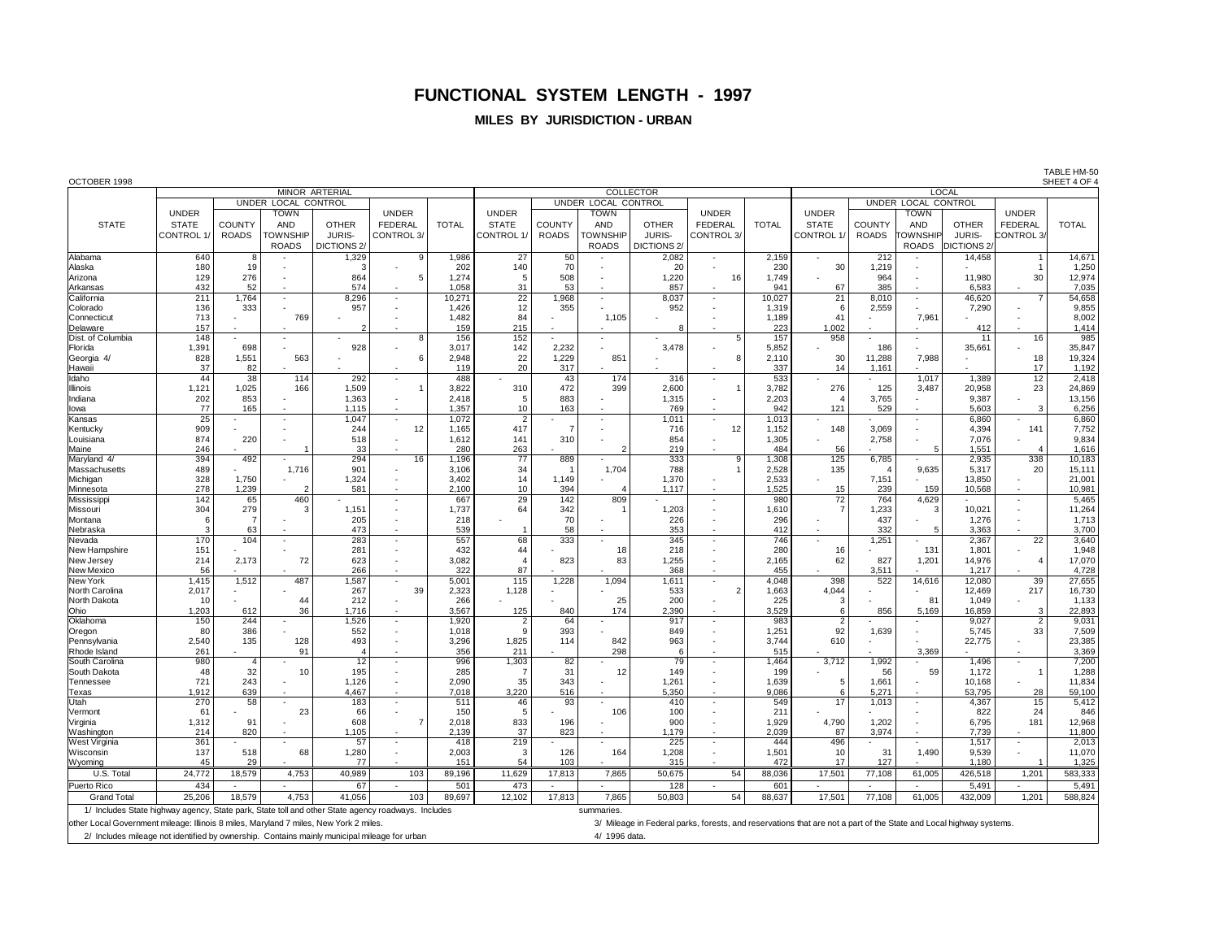# FUNCTIONAL SYSTEM LENGTH - 1997

## MILES BY JURISDICTION - URBAN

OCTOBER 1998

TABLE HM-50
SHEET 4 OF 4

| STATE | MINOR ARTERIAL | | | | | | COLLECTOR | | | | | | LOCAL | | | | | |
|---|---|---|---|---|---|---|---|---|---|---|---|---|---|---|---|---|---|---|
| | | UNDER LOCAL CONTROL | | | | | | UNDER LOCAL CONTROL | | | | | | UNDER LOCAL CONTROL | | | | |
| | UNDER STATE CONTROL 1/ | COUNTY ROADS | TOWN AND TOWNSHIP ROADS | OTHER JURIS-DICTIONS 2/ | UNDER FEDERAL CONTROL 3/ | TOTAL | UNDER STATE CONTROL 1/ | COUNTY ROADS | TOWN AND TOWNSHIP ROADS | OTHER JURIS-DICTIONS 2/ | UNDER FEDERAL CONTROL 3/ | TOTAL | UNDER STATE CONTROL 1/ | COUNTY ROADS | TOWN AND TOWNSHIP ROADS | OTHER JURIS-DICTIONS 2/ | UNDER FEDERAL CONTROL 3/ | TOTAL |
| Alabama | 640 | 8 | - | 1,329 | 9 | 1,986 | 27 | 50 | - | 2,082 | - | 2,159 | - | 212 | - | 14,458 | 1 | 14,671 |
| Alaska | 180 | 19 | - | 3 | - | 202 | 140 | 70 | - | 20 | - | 230 | 30 | 1,219 | - | - | 1 | 1,250 |
| Arizona | 129 | 276 | - | 864 | 5 | 1,274 | 5 | 508 | - | 1,220 | 16 | 1,749 | - | 964 | - | 11,980 | 30 | 12,974 |
| Arkansas | 432 | 52 | - | 574 | - | 1,058 | 31 | 53 | - | 857 | - | 941 | 67 | 385 | - | 6,583 | - | 7,035 |
| California | 211 | 1,764 | - | 8,296 | - | 10,271 | 22 | 1,968 | - | 8,037 | - | 10,027 | 21 | 8,010 | - | 46,620 | 7 | 54,658 |
| Colorado | 136 | 333 | - | 957 | - | 1,426 | 12 | 355 | - | 952 | - | 1,319 | 6 | 2,559 | - | 7,290 | - | 9,855 |
| Connecticut | 713 | - | 769 | - | - | 1,482 | 84 | - | 1,105 | - | - | 1,189 | 41 | - | 7,961 | - | - | 8,002 |
| Delaware | 157 | - | - | 2 | - | 159 | 215 | - | - | 8 | - | 223 | 1,002 | - | - | 412 | - | 1,414 |
| Dist. of Columbia | 148 | - | - | - | 8 | 156 | 152 | - | - | - | 5 | 157 | 958 | - | - | 11 | 16 | 985 |
| Florida | 1,391 | 698 | - | 928 | - | 3,017 | 142 | 2,232 | - | 3,478 | - | 5,852 | - | 186 | - | 35,661 | - | 35,847 |
| Georgia 4/ | 828 | 1,551 | 563 | - | 6 | 2,948 | 22 | 1,229 | 851 | - | 8 | 2,110 | 30 | 11,288 | 7,988 | - | 18 | 19,324 |
| Hawaii | 37 | 82 | - | - | - | 119 | 20 | 317 | - | - | - | 337 | 14 | 1,161 | - | - | 17 | 1,192 |
| Idaho | 44 | 38 | 114 | 292 | - | 488 | - | 43 | 174 | 316 | - | 533 | - | - | 1,017 | 1,389 | 12 | 2,418 |
| Illinois | 1,121 | 1,025 | 166 | 1,509 | 1 | 3,822 | 310 | 472 | 399 | 2,600 | 1 | 3,782 | 276 | 125 | 3,487 | 20,958 | 23 | 24,869 |
| Indiana | 202 | 853 | - | 1,363 | - | 2,418 | 5 | 883 | - | 1,315 | - | 2,203 | 4 | 3,765 | - | 9,387 | - | 13,156 |
| Iowa | 77 | 165 | - | 1,115 | - | 1,357 | 10 | 163 | - | 769 | - | 942 | 121 | 529 | - | 5,603 | 3 | 6,256 |
| Kansas | 25 | - | - | 1,047 | - | 1,072 | 2 | - | - | 1,011 | - | 1,013 | - | - | - | 6,860 | - | 6,860 |
| Kentucky | 909 | - | - | 244 | 12 | 1,165 | 417 | 7 | - | 716 | 12 | 1,152 | 148 | 3,069 | - | 4,394 | 141 | 7,752 |
| Louisiana | 874 | 220 | - | 518 | - | 1,612 | 141 | 310 | - | 854 | - | 1,305 | - | 2,758 | - | 7,076 | - | 9,834 |
| Maine | 246 | - | 1 | 33 | - | 280 | 263 | - | 2 | 219 | - | 484 | 56 | - | 5 | 1,551 | 4 | 1,616 |
| Maryland 4/ | 394 | 492 | - | 294 | 16 | 1,196 | 77 | 889 | - | 333 | 9 | 1,308 | 125 | 6,785 | - | 2,935 | 338 | 10,183 |
| Massachusetts | 489 | - | 1,716 | 901 | - | 3,106 | 34 | 1 | 1,704 | 788 | 1 | 2,528 | 135 | 4 | 9,635 | 5,317 | 20 | 15,111 |
| Michigan | 328 | 1,750 | - | 1,324 | - | 3,402 | 14 | 1,149 | - | 1,370 | - | 2,533 | - | 7,151 | - | 13,850 | - | 21,001 |
| Minnesota | 278 | 1,239 | 2 | 581 | - | 2,100 | 10 | 394 | 4 | 1,117 | - | 1,525 | 15 | 239 | 159 | 10,568 | - | 10,981 |
| Mississippi | 142 | 65 | 460 | - | - | 667 | 29 | 142 | 809 | - | - | 980 | 72 | 764 | 4,629 | - | - | 5,465 |
| Missouri | 304 | 279 | 3 | 1,151 | - | 1,737 | 64 | 342 | 1 | 1,203 | - | 1,610 | 7 | 1,233 | 3 | 10,021 | - | 11,264 |
| Montana | 6 | 7 | - | 205 | - | 218 | - | 70 | - | 226 | - | 296 | - | 437 | - | 1,276 | - | 1,713 |
| Nebraska | 3 | 63 | - | 473 | - | 539 | 1 | 58 | - | 353 | - | 412 | - | 332 | 5 | 3,363 | - | 3,700 |
| Nevada | 170 | 104 | - | 283 | - | 557 | 68 | 333 | - | 345 | - | 746 | - | 1,251 | - | 2,367 | 22 | 3,640 |
| New Hampshire | 151 | - | - | 281 | - | 432 | 44 | - | 18 | 218 | - | 280 | 16 | - | 131 | 1,801 | - | 1,948 |
| New Jersey | 214 | 2,173 | 72 | 623 | - | 3,082 | 4 | 823 | 83 | 1,255 | - | 2,165 | 62 | 827 | 1,201 | 14,976 | 4 | 17,070 |
| New Mexico | 56 | - | - | 266 | - | 322 | 87 | - | - | 368 | - | 455 | - | 3,511 | - | 1,217 | - | 4,728 |
| New York | 1,415 | 1,512 | 487 | 1,587 | - | 5,001 | 115 | 1,228 | 1,094 | 1,611 | - | 4,048 | 398 | 522 | 14,616 | 12,080 | 39 | 27,655 |
| North Carolina | 2,017 | - | - | 267 | 39 | 2,323 | 1,128 | - | - | 533 | 2 | 1,663 | 4,044 | - | - | 12,469 | 217 | 16,730 |
| North Dakota | 10 | - | 44 | 212 | - | 266 | - | - | 25 | 200 | - | 225 | 3 | - | 81 | 1,049 | - | 1,133 |
| Ohio | 1,203 | 612 | 36 | 1,716 | - | 3,567 | 125 | 840 | 174 | 2,390 | - | 3,529 | 6 | 856 | 5,169 | 16,859 | 3 | 22,893 |
| Oklahoma | 150 | 244 | - | 1,526 | - | 1,920 | 2 | 64 | - | 917 | - | 983 | 2 | - | - | 9,027 | 2 | 9,031 |
| Oregon | 80 | 386 | - | 552 | - | 1,018 | 9 | 393 | - | 849 | - | 1,251 | 92 | 1,639 | - | 5,745 | 33 | 7,509 |
| Pennsylvania | 2,540 | 135 | 128 | 493 | - | 3,296 | 1,825 | 114 | 842 | 963 | - | 3,744 | 610 | - | - | 22,775 | - | 23,385 |
| Rhode Island | 261 | - | 91 | 4 | - | 356 | 211 | - | 298 | 6 | - | 515 | - | - | 3,369 | - | - | 3,369 |
| South Carolina | 980 | 4 | - | 12 | - | 996 | 1,303 | 82 | - | 79 | - | 1,464 | 3,712 | 1,992 | - | 1,496 | - | 7,200 |
| South Dakota | 48 | 32 | 10 | 195 | - | 285 | 7 | 31 | 12 | 149 | - | 199 | - | 56 | 59 | 1,172 | 1 | 1,288 |
| Tennessee | 721 | 243 | - | 1,126 | - | 2,090 | 35 | 343 | - | 1,261 | - | 1,639 | 5 | 1,661 | - | 10,168 | - | 11,834 |
| Texas | 1,912 | 639 | - | 4,467 | - | 7,018 | 3,220 | 516 | - | 5,350 | - | 9,086 | 6 | 5,271 | - | 53,795 | 28 | 59,100 |
| Utah | 270 | 58 | - | 183 | - | 511 | 46 | 93 | - | 410 | - | 549 | 17 | 1,013 | - | 4,367 | 15 | 5,412 |
| Vermont | 61 | - | 23 | 66 | - | 150 | 5 | - | 106 | 100 | - | 211 | - | - | - | 822 | 24 | 846 |
| Virginia | 1,312 | 91 | - | 608 | 7 | 2,018 | 833 | 196 | - | 900 | - | 1,929 | 4,790 | 1,202 | - | 6,795 | 181 | 12,968 |
| Washington | 214 | 820 | - | 1,105 | - | 2,139 | 37 | 823 | - | 1,179 | - | 2,039 | 87 | 3,974 | - | 7,739 | - | 11,800 |
| West Virginia | 361 | - | - | 57 | - | 418 | 219 | - | - | 225 | - | 444 | 496 | - | - | 1,517 | - | 2,013 |
| Wisconsin | 137 | 518 | 68 | 1,280 | - | 2,003 | 3 | 126 | 164 | 1,208 | - | 1,501 | 10 | 31 | 1,490 | 9,539 | - | 11,070 |
| Wyoming | 45 | 29 | - | 77 | - | 151 | 54 | 103 | - | 315 | - | 472 | 17 | 127 | - | 1,180 | 1 | 1,325 |
| U.S. Total | 24,772 | 18,579 | 4,753 | 40,989 | 103 | 89,196 | 11,629 | 17,813 | 7,865 | 50,675 | 54 | 88,036 | 17,501 | 77,108 | 61,005 | 426,518 | 1,201 | 583,333 |
| Puerto Rico | 434 | - | - | 67 | - | 501 | 473 | - | - | 128 | - | 601 | - | - | - | 5,491 | - | 5,491 |
| Grand Total | 25,206 | 18,579 | 4,753 | 41,056 | 103 | 89,697 | 12,102 | 17,813 | 7,865 | 50,803 | 54 | 88,637 | 17,501 | 77,108 | 61,005 | 432,009 | 1,201 | 588,824 |

1/ Includes State highway agency, State park, State toll and other State agency roadways. Includes other Local Government mileage: Illinois 8 miles, Maryland 7 miles, New York 2 miles.

2/ Includes mileage not identified by ownership. Contains mainly municipal mileage for urban summaries.

3/ Mileage in Federal parks, forests, and reservations that are not a part of the State and Local highway systems.

4/ 1996 data.